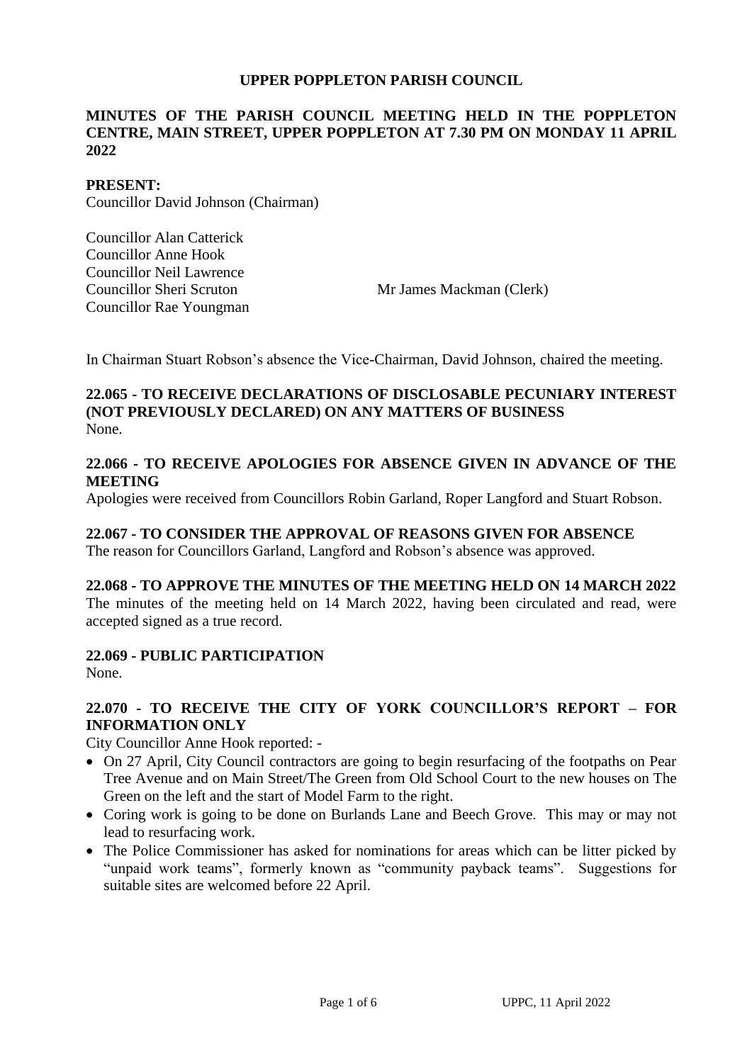**UPPER POPPLETON PARISH COUNCIL**

**MINUTES OF THE PARISH COUNCIL MEETING HELD IN THE POPPLETON CENTRE, MAIN STREET, UPPER POPPLETON AT 7.30 PM ON MONDAY 11 APRIL 2022**

**PRESENT:**

Councillor David Johnson (Chairman)

Councillor Alan Catterick
Councillor Anne Hook
Councillor Neil Lawrence
Councillor Sheri Scruton
Councillor Rae Youngman

Mr James Mackman (Clerk)

In Chairman Stuart Robson's absence the Vice-Chairman, David Johnson, chaired the meeting.

**22.065 - TO RECEIVE DECLARATIONS OF DISCLOSABLE PECUNIARY INTEREST (NOT PREVIOUSLY DECLARED) ON ANY MATTERS OF BUSINESS**

None.

**22.066 - TO RECEIVE APOLOGIES FOR ABSENCE GIVEN IN ADVANCE OF THE MEETING**

Apologies were received from Councillors Robin Garland, Roper Langford and Stuart Robson.

**22.067 - TO CONSIDER THE APPROVAL OF REASONS GIVEN FOR ABSENCE**

The reason for Councillors Garland, Langford and Robson's absence was approved.

**22.068 - TO APPROVE THE MINUTES OF THE MEETING HELD ON 14 MARCH 2022**

The minutes of the meeting held on 14 March 2022, having been circulated and read, were accepted signed as a true record.

**22.069 - PUBLIC PARTICIPATION**

None.

**22.070 - TO RECEIVE THE CITY OF YORK COUNCILLOR'S REPORT – FOR INFORMATION ONLY**

City Councillor Anne Hook reported: -

- On 27 April, City Council contractors are going to begin resurfacing of the footpaths on Pear Tree Avenue and on Main Street/The Green from Old School Court to the new houses on The Green on the left and the start of Model Farm to the right.
- Coring work is going to be done on Burlands Lane and Beech Grove. This may or may not lead to resurfacing work.
- The Police Commissioner has asked for nominations for areas which can be litter picked by "unpaid work teams", formerly known as "community payback teams". Suggestions for suitable sites are welcomed before 22 April.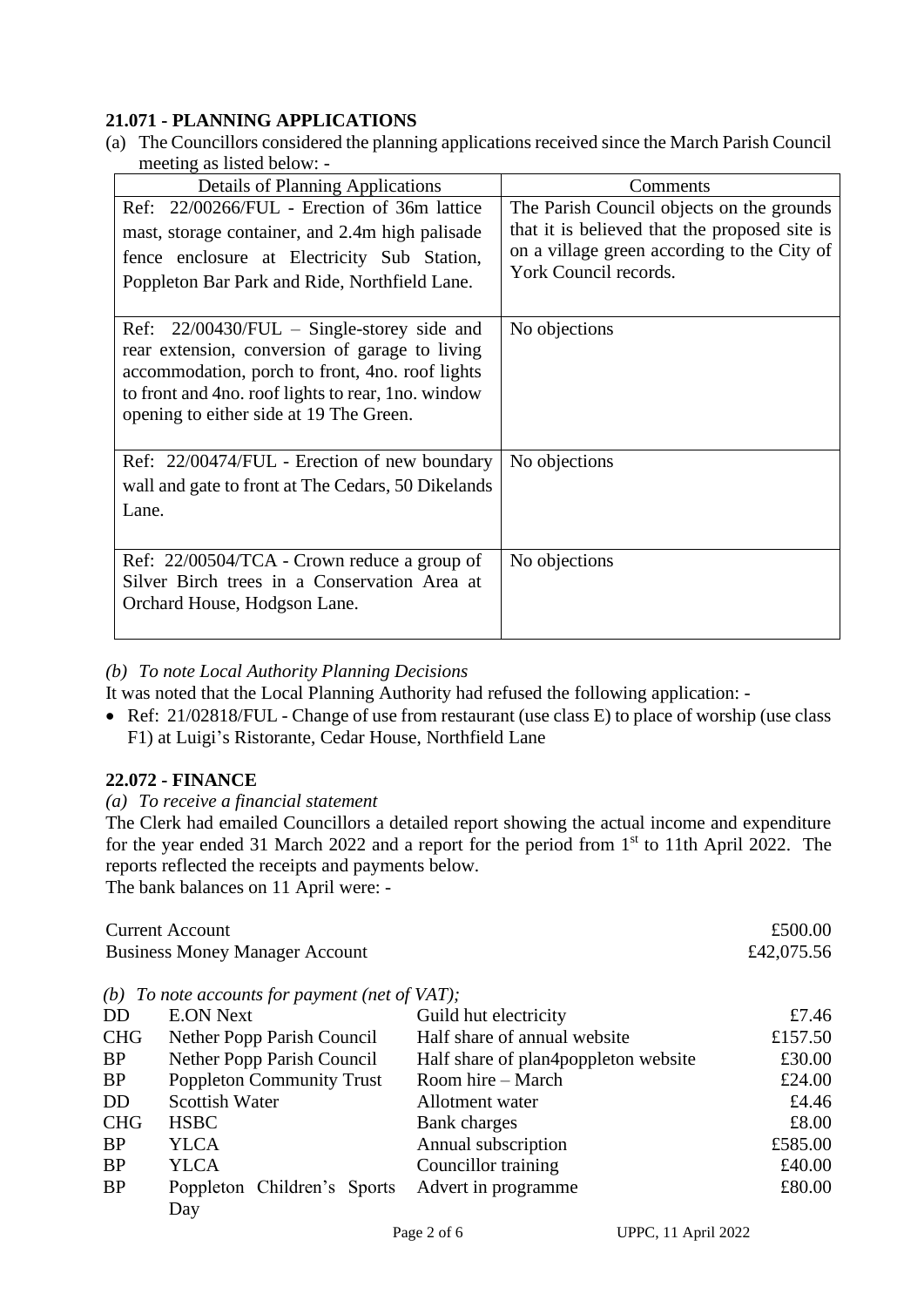## 21.071 - PLANNING APPLICATIONS

(a) The Councillors considered the planning applications received since the March Parish Council meeting as listed below: -

| Details of Planning Applications | Comments |
|---|---|
| Ref: 22/00266/FUL - Erection of 36m lattice mast, storage container, and 2.4m high palisade fence enclosure at Electricity Sub Station, Poppleton Bar Park and Ride, Northfield Lane. | The Parish Council objects on the grounds that it is believed that the proposed site is on a village green according to the City of York Council records. |
| Ref: 22/00430/FUL – Single-storey side and rear extension, conversion of garage to living accommodation, porch to front, 4no. roof lights to front and 4no. roof lights to rear, 1no. window opening to either side at 19 The Green. | No objections |
| Ref: 22/00474/FUL - Erection of new boundary wall and gate to front at The Cedars, 50 Dikelands Lane. | No objections |
| Ref: 22/00504/TCA - Crown reduce a group of Silver Birch trees in a Conservation Area at Orchard House, Hodgson Lane. | No objections |

*(b) To note Local Authority Planning Decisions*

It was noted that the Local Planning Authority had refused the following application: -

- Ref: 21/02818/FUL - Change of use from restaurant (use class E) to place of worship (use class F1) at Luigi's Ristorante, Cedar House, Northfield Lane

## 22.072 - FINANCE

*(a) To receive a financial statement*

The Clerk had emailed Councillors a detailed report showing the actual income and expenditure for the year ended 31 March 2022 and a report for the period from 1st to 11th April 2022. The reports reflected the receipts and payments below.

The bank balances on 11 April were: -

| | |
|---|---|
| Current Account | £500.00 |
| Business Money Manager Account | £42,075.56 |

*(b) To note accounts for payment (net of VAT);*

| | | | |
|---|---|---|---|
| DD | E.ON Next | Guild hut electricity | £7.46 |
| CHG | Nether Popp Parish Council | Half share of annual website | £157.50 |
| BP | Nether Popp Parish Council | Half share of plan4poppleton website | £30.00 |
| BP | Poppleton Community Trust | Room hire – March | £24.00 |
| DD | Scottish Water | Allotment water | £4.46 |
| CHG | HSBC | Bank charges | £8.00 |
| BP | YLCA | Annual subscription | £585.00 |
| BP | YLCA | Councillor training | £40.00 |
| BP | Poppleton Children's Sports Day | Advert in programme | £80.00 |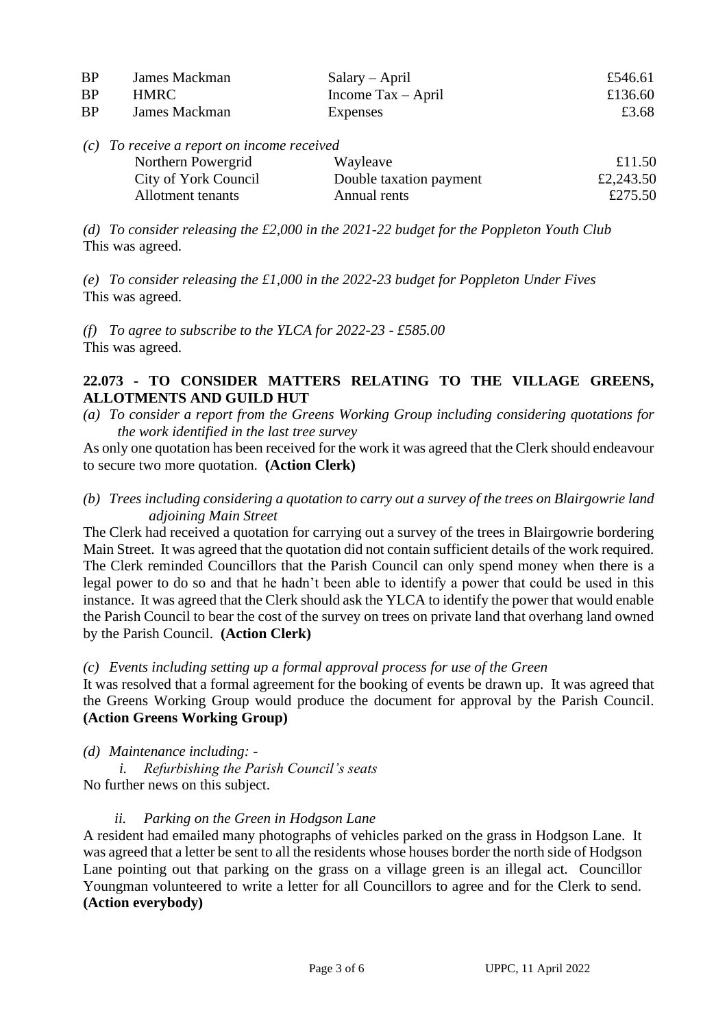| | | | |
|---|---|---|---|
| BP | James Mackman | Salary – April | £546.61 |
| BP | HMRC | Income Tax – April | £136.60 |
| BP | James Mackman | Expenses | £3.68 |

*(c) To receive a report on income received*

| | | |
|---|---|---|
| Northern Powergrid | Wayleave | £11.50 |
| City of York Council | Double taxation payment | £2,243.50 |
| Allotment tenants | Annual rents | £275.50 |

*(d) To consider releasing the £2,000 in the 2021-22 budget for the Poppleton Youth Club*
This was agreed.

*(e) To consider releasing the £1,000 in the 2022-23 budget for Poppleton Under Fives*
This was agreed.

*(f) To agree to subscribe to the YLCA for 2022-23 - £585.00*
This was agreed.

## 22.073 - TO CONSIDER MATTERS RELATING TO THE VILLAGE GREENS, ALLOTMENTS AND GUILD HUT

*(a) To consider a report from the Greens Working Group including considering quotations for the work identified in the last tree survey*

As only one quotation has been received for the work it was agreed that the Clerk should endeavour to secure two more quotation. **(Action Clerk)**

*(b) Trees including considering a quotation to carry out a survey of the trees on Blairgowrie land adjoining Main Street*

The Clerk had received a quotation for carrying out a survey of the trees in Blairgowrie bordering Main Street. It was agreed that the quotation did not contain sufficient details of the work required. The Clerk reminded Councillors that the Parish Council can only spend money when there is a legal power to do so and that he hadn't been able to identify a power that could be used in this instance. It was agreed that the Clerk should ask the YLCA to identify the power that would enable the Parish Council to bear the cost of the survey on trees on private land that overhang land owned by the Parish Council. **(Action Clerk)**

*(c) Events including setting up a formal approval process for use of the Green*

It was resolved that a formal agreement for the booking of events be drawn up. It was agreed that the Greens Working Group would produce the document for approval by the Parish Council. **(Action Greens Working Group)**

*(d) Maintenance including: -*

*i. Refurbishing the Parish Council's seats*

No further news on this subject.

*ii. Parking on the Green in Hodgson Lane*

A resident had emailed many photographs of vehicles parked on the grass in Hodgson Lane. It was agreed that a letter be sent to all the residents whose houses border the north side of Hodgson Lane pointing out that parking on the grass on a village green is an illegal act. Councillor Youngman volunteered to write a letter for all Councillors to agree and for the Clerk to send. **(Action everybody)**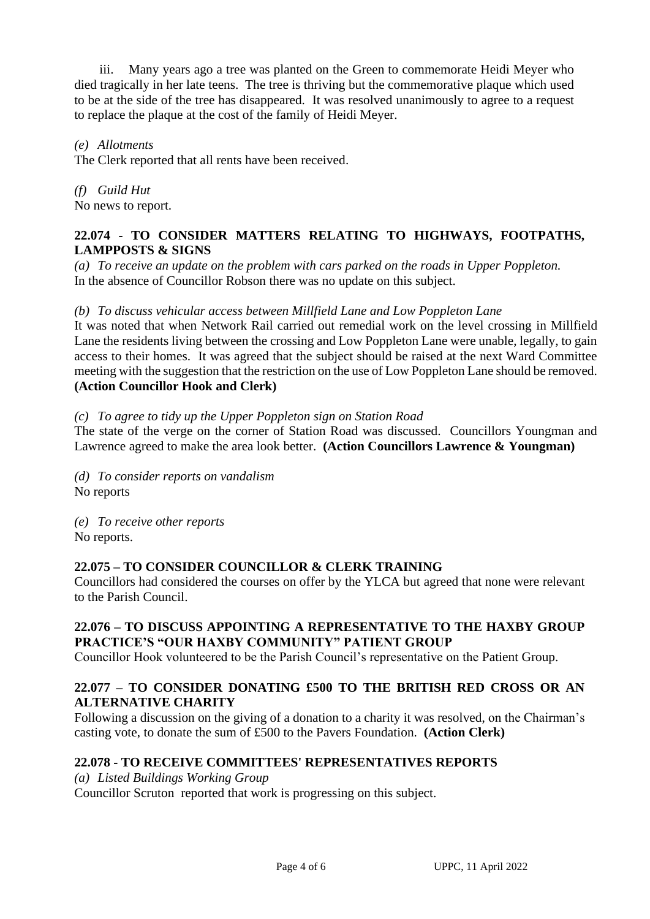iii. Many years ago a tree was planted on the Green to commemorate Heidi Meyer who died tragically in her late teens. The tree is thriving but the commemorative plaque which used to be at the side of the tree has disappeared. It was resolved unanimously to agree to a request to replace the plaque at the cost of the family of Heidi Meyer.

*(e) Allotments*

The Clerk reported that all rents have been received.

*(f) Guild Hut*

No news to report.

## 22.074 - TO CONSIDER MATTERS RELATING TO HIGHWAYS, FOOTPATHS, LAMPPOSTS & SIGNS

*(a) To receive an update on the problem with cars parked on the roads in Upper Poppleton.*

In the absence of Councillor Robson there was no update on this subject.

*(b) To discuss vehicular access between Millfield Lane and Low Poppleton Lane*

It was noted that when Network Rail carried out remedial work on the level crossing in Millfield Lane the residents living between the crossing and Low Poppleton Lane were unable, legally, to gain access to their homes. It was agreed that the subject should be raised at the next Ward Committee meeting with the suggestion that the restriction on the use of Low Poppleton Lane should be removed. **(Action Councillor Hook and Clerk)**

*(c) To agree to tidy up the Upper Poppleton sign on Station Road*

The state of the verge on the corner of Station Road was discussed. Councillors Youngman and Lawrence agreed to make the area look better. **(Action Councillors Lawrence & Youngman)**

*(d) To consider reports on vandalism*

No reports

*(e) To receive other reports*

No reports.

## 22.075 – TO CONSIDER COUNCILLOR & CLERK TRAINING

Councillors had considered the courses on offer by the YLCA but agreed that none were relevant to the Parish Council.

## 22.076 – TO DISCUSS APPOINTING A REPRESENTATIVE TO THE HAXBY GROUP PRACTICE'S "OUR HAXBY COMMUNITY" PATIENT GROUP

Councillor Hook volunteered to be the Parish Council's representative on the Patient Group.

## 22.077 – TO CONSIDER DONATING £500 TO THE BRITISH RED CROSS OR AN ALTERNATIVE CHARITY

Following a discussion on the giving of a donation to a charity it was resolved, on the Chairman's casting vote, to donate the sum of £500 to the Pavers Foundation. **(Action Clerk)**

## 22.078 - TO RECEIVE COMMITTEES' REPRESENTATIVES REPORTS

*(a) Listed Buildings Working Group*

Councillor Scruton reported that work is progressing on this subject.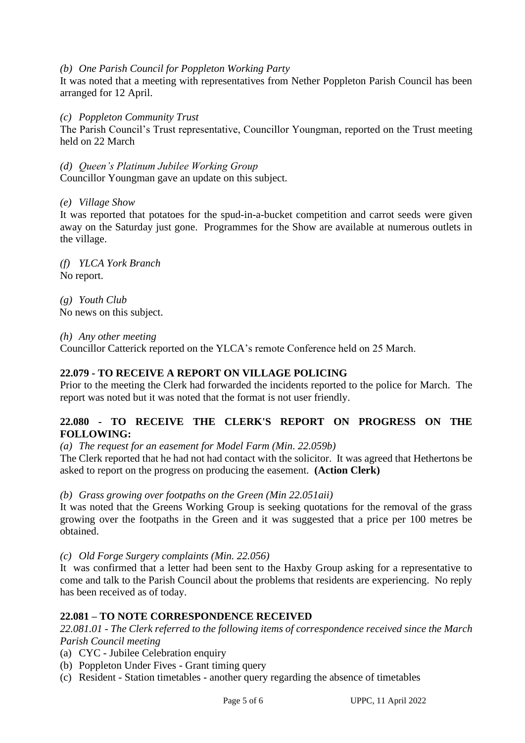*(b) One Parish Council for Poppleton Working Party*

It was noted that a meeting with representatives from Nether Poppleton Parish Council has been arranged for 12 April.

*(c) Poppleton Community Trust*

The Parish Council's Trust representative, Councillor Youngman, reported on the Trust meeting held on 22 March

*(d) Queen's Platinum Jubilee Working Group*

Councillor Youngman gave an update on this subject.

*(e) Village Show*

It was reported that potatoes for the spud-in-a-bucket competition and carrot seeds were given away on the Saturday just gone. Programmes for the Show are available at numerous outlets in the village.

*(f) YLCA York Branch*

No report.

*(g) Youth Club*

No news on this subject.

*(h) Any other meeting*

Councillor Catterick reported on the YLCA's remote Conference held on 25 March.

**22.079 - TO RECEIVE A REPORT ON VILLAGE POLICING**

Prior to the meeting the Clerk had forwarded the incidents reported to the police for March. The report was noted but it was noted that the format is not user friendly.

**22.080 - TO RECEIVE THE CLERK'S REPORT ON PROGRESS ON THE FOLLOWING:**

*(a) The request for an easement for Model Farm (Min. 22.059b)*

The Clerk reported that he had not had contact with the solicitor. It was agreed that Hethertons be asked to report on the progress on producing the easement. **(Action Clerk)**

*(b) Grass growing over footpaths on the Green (Min 22.051aii)*

It was noted that the Greens Working Group is seeking quotations for the removal of the grass growing over the footpaths in the Green and it was suggested that a price per 100 metres be obtained.

*(c) Old Forge Surgery complaints (Min. 22.056)*

It was confirmed that a letter had been sent to the Haxby Group asking for a representative to come and talk to the Parish Council about the problems that residents are experiencing. No reply has been received as of today.

**22.081 – TO NOTE CORRESPONDENCE RECEIVED**

*22.081.01 - The Clerk referred to the following items of correspondence received since the March Parish Council meeting*

(a) CYC - Jubilee Celebration enquiry
(b) Poppleton Under Fives - Grant timing query
(c) Resident - Station timetables - another query regarding the absence of timetables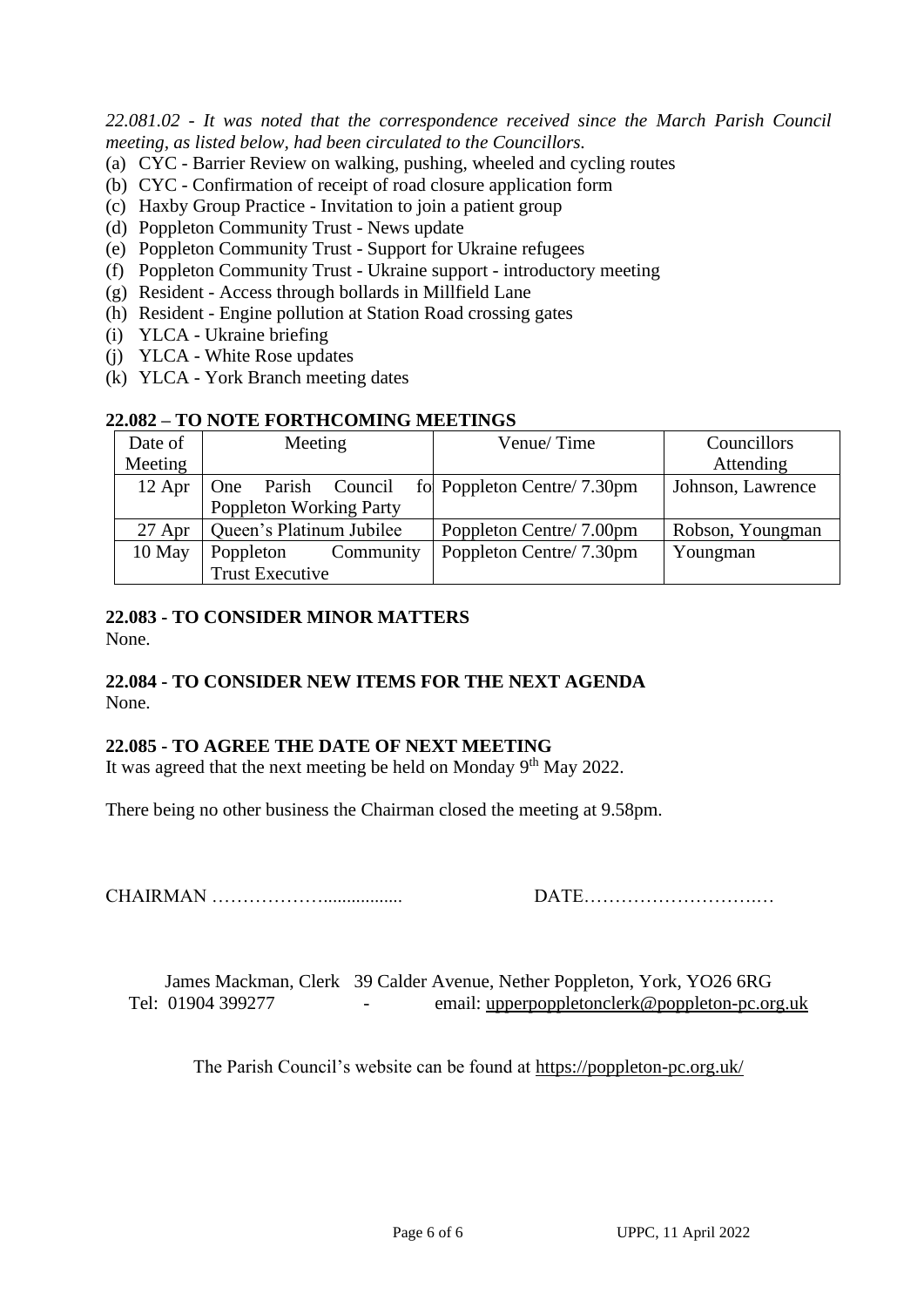*22.081.02 - It was noted that the correspondence received since the March Parish Council meeting, as listed below, had been circulated to the Councillors.*

(a) CYC - Barrier Review on walking, pushing, wheeled and cycling routes
(b) CYC - Confirmation of receipt of road closure application form
(c) Haxby Group Practice - Invitation to join a patient group
(d) Poppleton Community Trust - News update
(e) Poppleton Community Trust - Support for Ukraine refugees
(f) Poppleton Community Trust - Ukraine support - introductory meeting
(g) Resident - Access through bollards in Millfield Lane
(h) Resident - Engine pollution at Station Road crossing gates
(i) YLCA - Ukraine briefing
(j) YLCA - White Rose updates
(k) YLCA - York Branch meeting dates

**22.082 – TO NOTE FORTHCOMING MEETINGS**

| Date of Meeting | Meeting | Venue/ Time | Councillors Attending |
|---|---|---|---|
| 12 Apr | One Parish Council fo Poppleton Working Party | Poppleton Centre/ 7.30pm | Johnson, Lawrence |
| 27 Apr | Queen's Platinum Jubilee | Poppleton Centre/ 7.00pm | Robson, Youngman |
| 10 May | Poppleton Community Trust Executive | Poppleton Centre/ 7.30pm | Youngman |

**22.083 - TO CONSIDER MINOR MATTERS**

None.

**22.084 - TO CONSIDER NEW ITEMS FOR THE NEXT AGENDA**

None.

**22.085 - TO AGREE THE DATE OF NEXT MEETING**

It was agreed that the next meeting be held on Monday 9th May 2022.

There being no other business the Chairman closed the meeting at 9.58pm.

CHAIRMAN ……………….................        DATE………………………..…

James Mackman, Clerk 39 Calder Avenue, Nether Poppleton, York, YO26 6RG
Tel: 01904 399277 - email: upperpoppletonclerk@poppleton-pc.org.uk

The Parish Council's website can be found at https://poppleton-pc.org.uk/